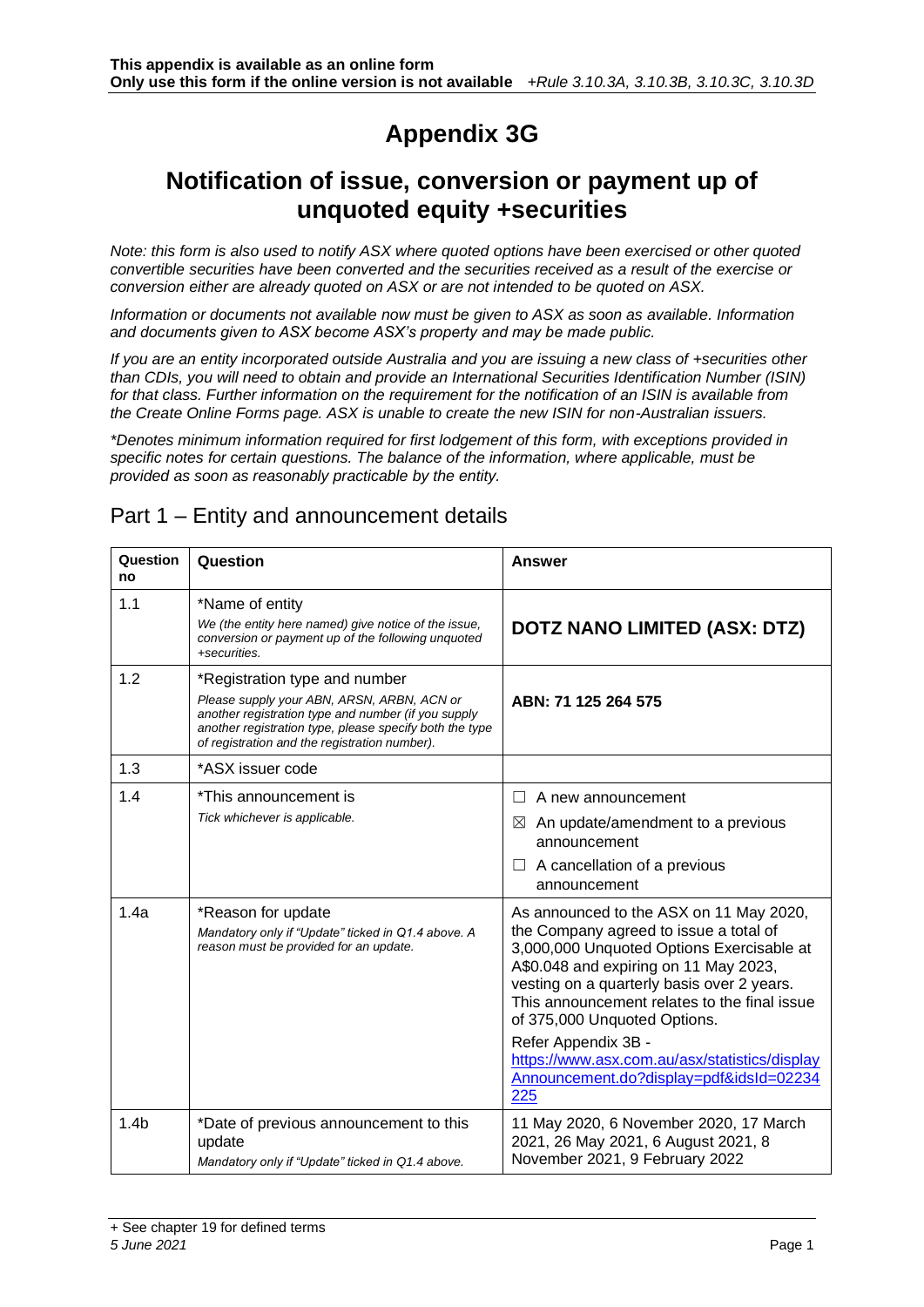**This appendix is available as an online form**
**Only use this form if the online version is not available** *+Rule 3.10.3A, 3.10.3B, 3.10.3C, 3.10.3D*

# Appendix 3G

## Notification of issue, conversion or payment up of unquoted equity +securities

*Note: this form is also used to notify ASX where quoted options have been exercised or other quoted convertible securities have been converted and the securities received as a result of the exercise or conversion either are already quoted on ASX or are not intended to be quoted on ASX.*

*Information or documents not available now must be given to ASX as soon as available. Information and documents given to ASX become ASX's property and may be made public.*

*If you are an entity incorporated outside Australia and you are issuing a new class of +securities other than CDIs, you will need to obtain and provide an International Securities Identification Number (ISIN) for that class. Further information on the requirement for the notification of an ISIN is available from the Create Online Forms page. ASX is unable to create the new ISIN for non-Australian issuers.*

*\*Denotes minimum information required for first lodgement of this form, with exceptions provided in specific notes for certain questions. The balance of the information, where applicable, must be provided as soon as reasonably practicable by the entity.*

## Part 1 – Entity and announcement details

| Question no | Question | Answer |
|---|---|---|
| 1.1 | *Name of entity<br>*We (the entity here named) give notice of the issue, conversion or payment up of the following unquoted +securities.* | **DOTZ NANO LIMITED (ASX: DTZ)** |
| 1.2 | *Registration type and number<br>*Please supply your ABN, ARSN, ARBN, ACN or another registration type and number (if you supply another registration type, please specify both the type of registration and the registration number).* | **ABN: 71 125 264 575** |
| 1.3 | *ASX issuer code | |
| 1.4 | *This announcement is<br>*Tick whichever is applicable.* | ☐ A new announcement<br>☒ An update/amendment to a previous announcement<br>☐ A cancellation of a previous announcement |
| 1.4a | *Reason for update<br>*Mandatory only if "Update" ticked in Q1.4 above. A reason must be provided for an update.* | As announced to the ASX on 11 May 2020, the Company agreed to issue a total of 3,000,000 Unquoted Options Exercisable at A$0.048 and expiring on 11 May 2023, vesting on a quarterly basis over 2 years. This announcement relates to the final issue of 375,000 Unquoted Options.<br>Refer Appendix 3B - https://www.asx.com.au/asx/statistics/displayAnnouncement.do?display=pdf&idsId=02234225 |
| 1.4b | *Date of previous announcement to this update<br>*Mandatory only if "Update" ticked in Q1.4 above.* | 11 May 2020, 6 November 2020, 17 March 2021, 26 May 2021, 6 August 2021, 8 November 2021, 9 February 2022 |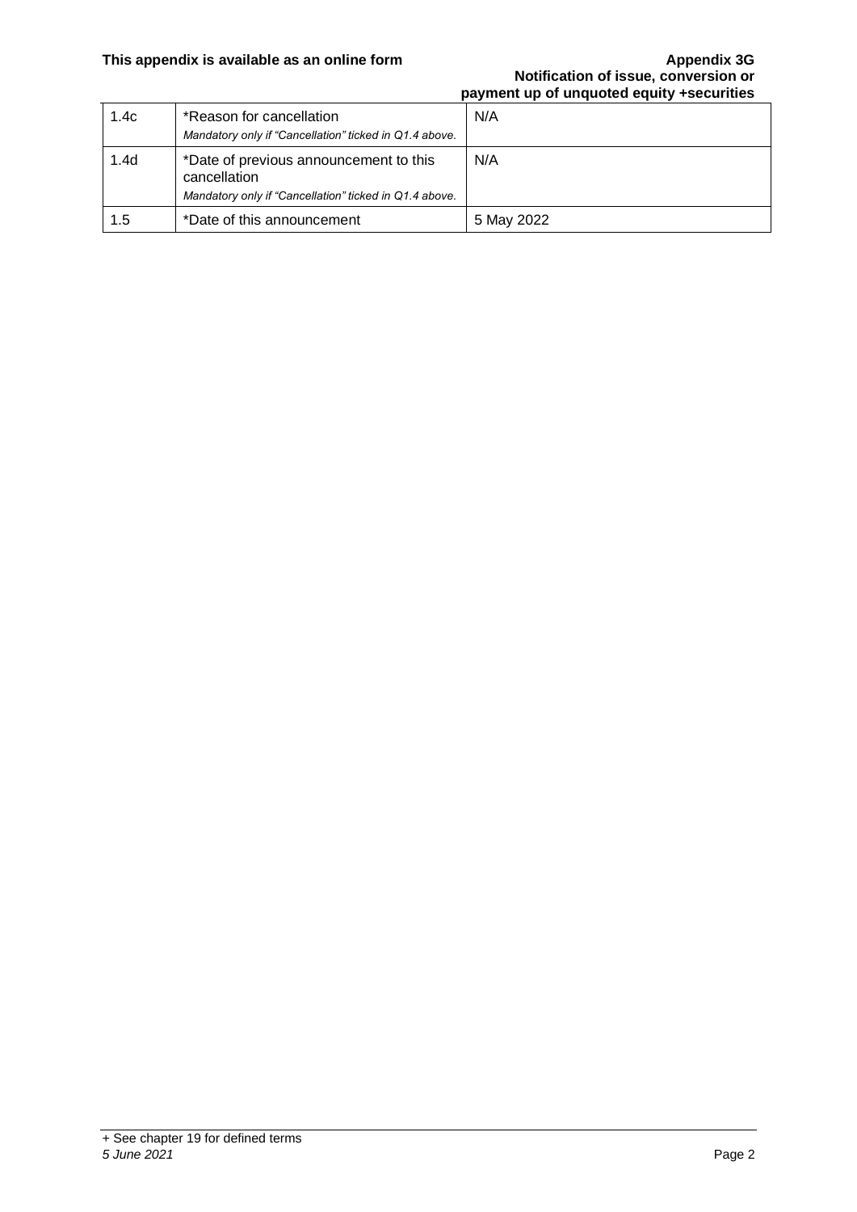| 1.4c | *Reason for cancellation<br>*Mandatory only if "Cancellation" ticked in Q1.4 above.* | N/A |
|---|---|---|
| 1.4d | *Date of previous announcement to this cancellation<br>*Mandatory only if "Cancellation" ticked in Q1.4 above.* | N/A |
| 1.5 | *Date of this announcement | 5 May 2022 |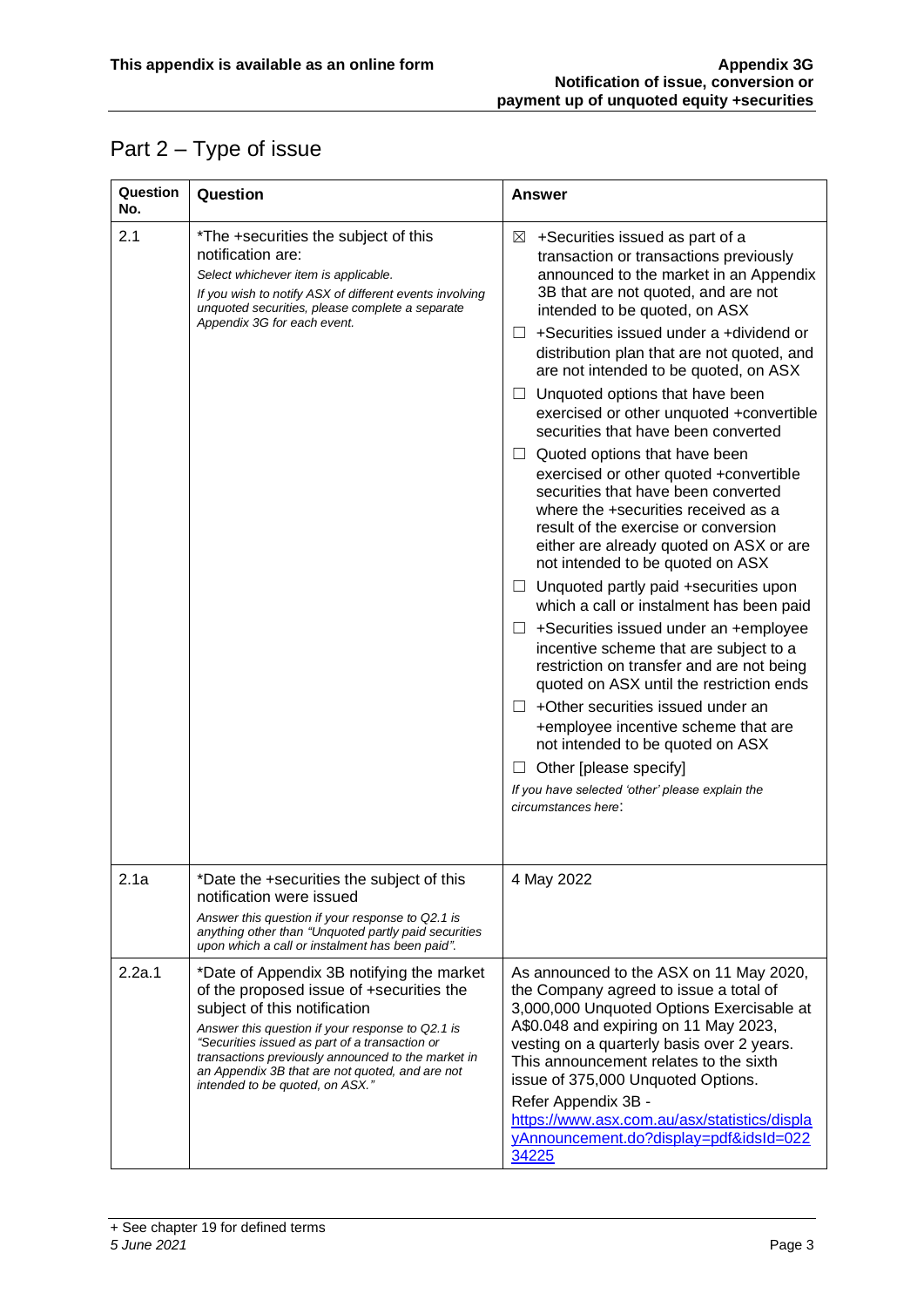## Part 2 – Type of issue

| Question No. | Question | Answer |
| --- | --- | --- |
| 2.1 | *The +securities the subject of this notification are:<br>*Select whichever item is applicable.*<br>*If you wish to notify ASX of different events involving unquoted securities, please complete a separate Appendix 3G for each event.* | ☒ +Securities issued as part of a transaction or transactions previously announced to the market in an Appendix 3B that are not quoted, and are not intended to be quoted, on ASX<br>☐ +Securities issued under a +dividend or distribution plan that are not quoted, and are not intended to be quoted, on ASX<br>☐ Unquoted options that have been exercised or other unquoted +convertible securities that have been converted<br>☐ Quoted options that have been exercised or other quoted +convertible securities that have been converted where the +securities received as a result of the exercise or conversion either are already quoted on ASX or are not intended to be quoted on ASX<br>☐ Unquoted partly paid +securities upon which a call or instalment has been paid<br>☐ +Securities issued under an +employee incentive scheme that are subject to a restriction on transfer and are not being quoted on ASX until the restriction ends<br>☐ +Other securities issued under an +employee incentive scheme that are not intended to be quoted on ASX<br>☐ Other [please specify]<br>*If you have selected 'other' please explain the circumstances here:* |
| 2.1a | *Date the +securities the subject of this notification were issued<br>*Answer this question if your response to Q2.1 is anything other than "Unquoted partly paid securities upon which a call or instalment has been paid".* | 4 May 2022 |
| 2.2a.1 | *Date of Appendix 3B notifying the market of the proposed issue of +securities the subject of this notification<br>*Answer this question if your response to Q2.1 is "Securities issued as part of a transaction or transactions previously announced to the market in an Appendix 3B that are not quoted, and are not intended to be quoted, on ASX."* | As announced to the ASX on 11 May 2020, the Company agreed to issue a total of 3,000,000 Unquoted Options Exercisable at A$0.048 and expiring on 11 May 2023, vesting on a quarterly basis over 2 years. This announcement relates to the sixth issue of 375,000 Unquoted Options.<br>Refer Appendix 3B - https://www.asx.com.au/asx/statistics/displayAnnouncement.do?display=pdf&idsId=02234225 |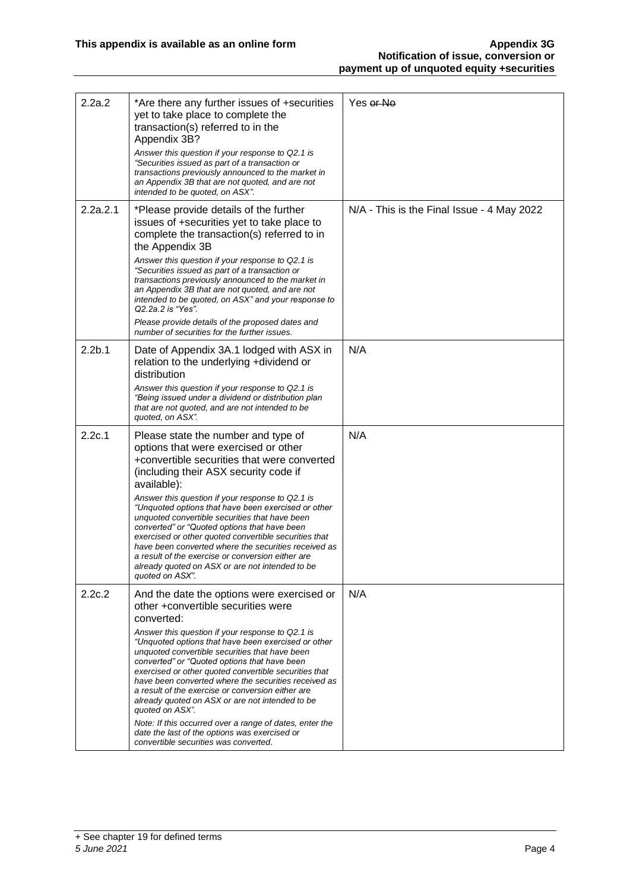| | | |
|---|---|---|
| 2.2a.2 | *Are there any further issues of +securities yet to take place to complete the transaction(s) referred to in the Appendix 3B?<br>*Answer this question if your response to Q2.1 is "Securities issued as part of a transaction or transactions previously announced to the market in an Appendix 3B that are not quoted, and are not intended to be quoted, on ASX".* | Yes ~~or No~~ |
| 2.2a.2.1 | *Please provide details of the further issues of +securities yet to take place to complete the transaction(s) referred to in the Appendix 3B<br>*Answer this question if your response to Q2.1 is "Securities issued as part of a transaction or transactions previously announced to the market in an Appendix 3B that are not quoted, and are not intended to be quoted, on ASX" and your response to Q2.2a.2 is "Yes".*<br>*Please provide details of the proposed dates and number of securities for the further issues.* | N/A - This is the Final Issue - 4 May 2022 |
| 2.2b.1 | Date of Appendix 3A.1 lodged with ASX in relation to the underlying +dividend or distribution<br>*Answer this question if your response to Q2.1 is "Being issued under a dividend or distribution plan that are not quoted, and are not intended to be quoted, on ASX".* | N/A |
| 2.2c.1 | Please state the number and type of options that were exercised or other +convertible securities that were converted (including their ASX security code if available):<br>*Answer this question if your response to Q2.1 is "Unquoted options that have been exercised or other unquoted convertible securities that have been converted" or "Quoted options that have been exercised or other quoted convertible securities that have been converted where the securities received as a result of the exercise or conversion either are already quoted on ASX or are not intended to be quoted on ASX".* | N/A |
| 2.2c.2 | And the date the options were exercised or other +convertible securities were converted:<br>*Answer this question if your response to Q2.1 is "Unquoted options that have been exercised or other unquoted convertible securities that have been converted" or "Quoted options that have been exercised or other quoted convertible securities that have been converted where the securities received as a result of the exercise or conversion either are already quoted on ASX or are not intended to be quoted on ASX".*<br>*Note: If this occurred over a range of dates, enter the date the last of the options was exercised or convertible securities was converted.* | N/A |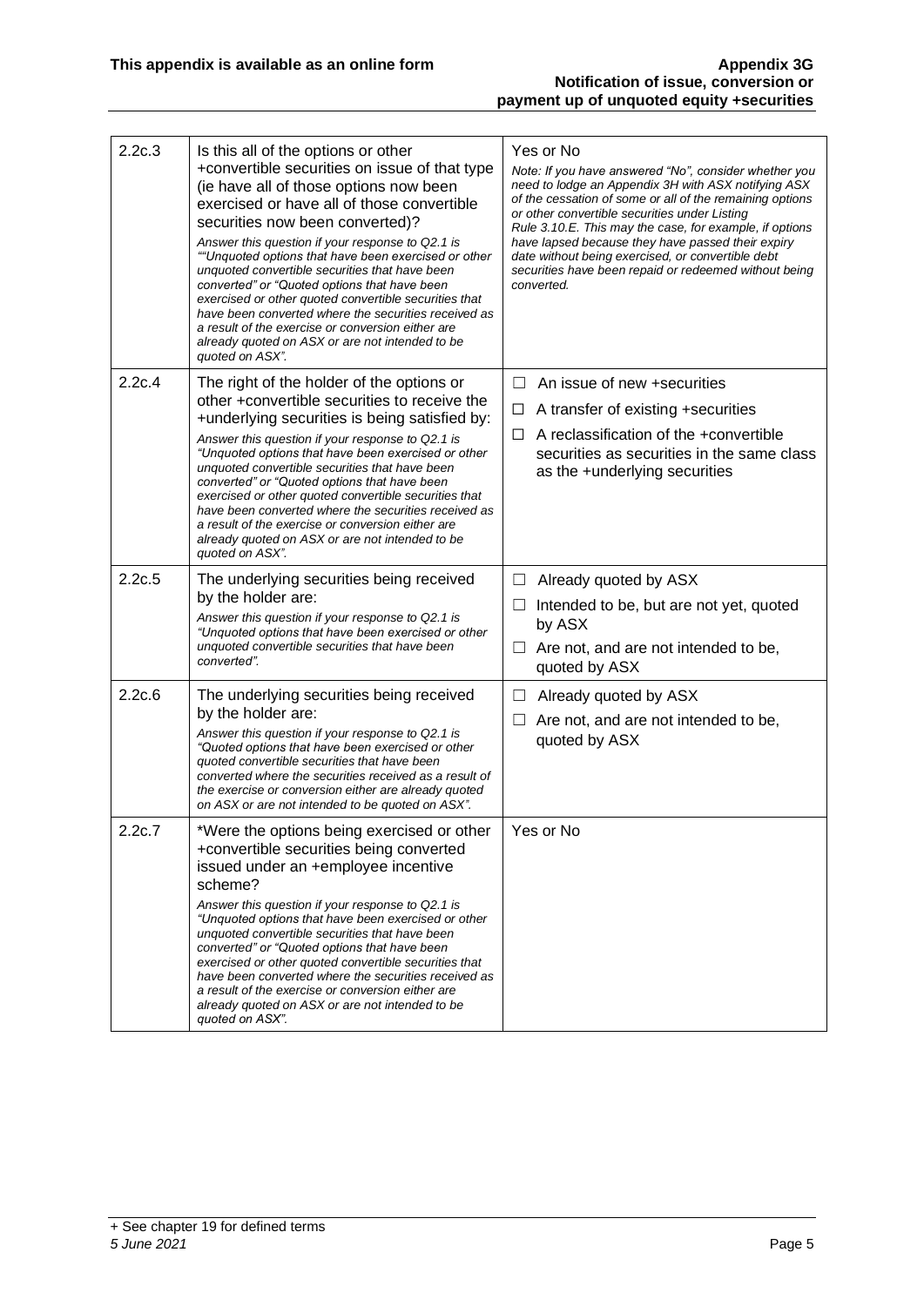| | | |
|---|---|---|
| 2.2c.3 | Is this all of the options or other +convertible securities on issue of that type (ie have all of those options now been exercised or have all of those convertible securities now been converted)?<br>*Answer this question if your response to Q2.1 is ""Unquoted options that have been exercised or other unquoted convertible securities that have been converted" or "Quoted options that have been exercised or other quoted convertible securities that have been converted where the securities received as a result of the exercise or conversion either are already quoted on ASX or are not intended to be quoted on ASX".* | Yes or No<br>*Note: If you have answered "No", consider whether you need to lodge an Appendix 3H with ASX notifying ASX of the cessation of some or all of the remaining options or other convertible securities under Listing Rule 3.10.E. This may the case, for example, if options have lapsed because they have passed their expiry date without being exercised, or convertible debt securities have been repaid or redeemed without being converted.* |
| 2.2c.4 | The right of the holder of the options or other +convertible securities to receive the +underlying securities is being satisfied by:<br>*Answer this question if your response to Q2.1 is "Unquoted options that have been exercised or other unquoted convertible securities that have been converted" or "Quoted options that have been exercised or other quoted convertible securities that have been converted where the securities received as a result of the exercise or conversion either are already quoted on ASX or are not intended to be quoted on ASX".* | ☐ An issue of new +securities<br>☐ A transfer of existing +securities<br>☐ A reclassification of the +convertible securities as securities in the same class as the +underlying securities |
| 2.2c.5 | The underlying securities being received by the holder are:<br>*Answer this question if your response to Q2.1 is "Unquoted options that have been exercised or other unquoted convertible securities that have been converted".* | ☐ Already quoted by ASX<br>☐ Intended to be, but are not yet, quoted by ASX<br>☐ Are not, and are not intended to be, quoted by ASX |
| 2.2c.6 | The underlying securities being received by the holder are:<br>*Answer this question if your response to Q2.1 is "Quoted options that have been exercised or other quoted convertible securities that have been converted where the securities received as a result of the exercise or conversion either are already quoted on ASX or are not intended to be quoted on ASX".* | ☐ Already quoted by ASX<br>☐ Are not, and are not intended to be, quoted by ASX |
| 2.2c.7 | *Were the options being exercised or other +convertible securities being converted issued under an +employee incentive scheme?<br>*Answer this question if your response to Q2.1 is "Unquoted options that have been exercised or other unquoted convertible securities that have been converted" or "Quoted options that have been exercised or other quoted convertible securities that have been converted where the securities received as a result of the exercise or conversion either are already quoted on ASX or are not intended to be quoted on ASX".* | Yes or No |

+ See chapter 19 for defined terms
*5 June 2021*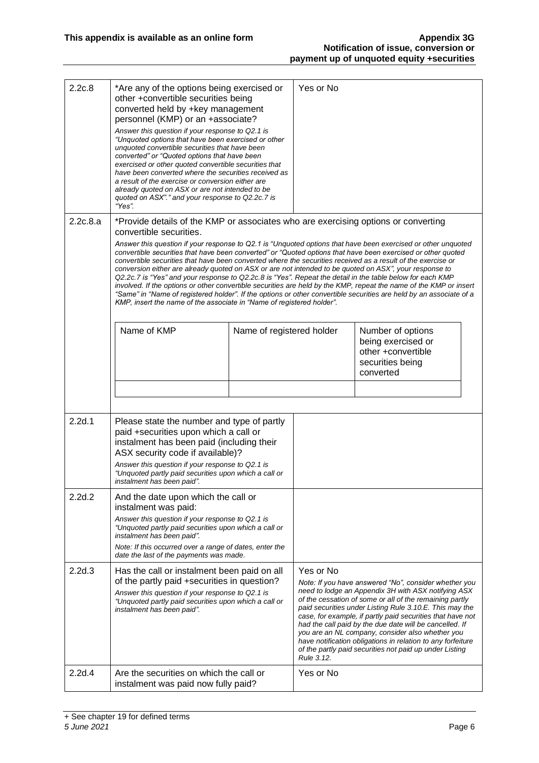| | | |
|---|---|---|
| 2.2c.8 | *Are any of the options being exercised or other +convertible securities being converted held by +key management personnel (KMP) or an +associate?<br>*Answer this question if your response to Q2.1 is "Unquoted options that have been exercised or other unquoted convertible securities that have been converted" or "Quoted options that have been exercised or other quoted convertible securities that have been converted where the securities received as a result of the exercise or conversion either are already quoted on ASX or are not intended to be quoted on ASX"." and your response to Q2.2c.7 is "Yes".* | Yes or No |
| 2.2c.8.a | *Provide details of the KMP or associates who are exercising options or converting convertible securities.<br>*Answer this question if your response to Q2.1 is "Unquoted options that have been exercised or other unquoted convertible securities that have been converted" or "Quoted options that have been exercised or other quoted convertible securities that have been converted where the securities received as a result of the exercise or conversion either are already quoted on ASX or are not intended to be quoted on ASX", your response to Q2.2c.7 is "Yes" and your response to Q2.2c.8 is "Yes". Repeat the detail in the table below for each KMP involved. If the options or other convertible securities are held by the KMP, repeat the name of the KMP or insert "Same" in "Name of registered holder". If the options or other convertible securities are held by an associate of a KMP, insert the name of the associate in "Name of registered holder".* | |

| Name of KMP | Name of registered holder | Number of options being exercised or other +convertible securities being converted |
|---|---|---|
| | | |

| | | |
|---|---|---|
| 2.2d.1 | Please state the number and type of partly paid +securities upon which a call or instalment has been paid (including their ASX security code if available)?<br>*Answer this question if your response to Q2.1 is "Unquoted partly paid securities upon which a call or instalment has been paid".* | |
| 2.2d.2 | And the date upon which the call or instalment was paid:<br>*Answer this question if your response to Q2.1 is "Unquoted partly paid securities upon which a call or instalment has been paid".*<br>*Note: If this occurred over a range of dates, enter the date the last of the payments was made.* | |
| 2.2d.3 | Has the call or instalment been paid on all of the partly paid +securities in question?<br>*Answer this question if your response to Q2.1 is "Unquoted partly paid securities upon which a call or instalment has been paid".* | Yes or No<br>*Note: If you have answered "No", consider whether you need to lodge an Appendix 3H with ASX notifying ASX of the cessation of some or all of the remaining partly paid securities under Listing Rule 3.10.E. This may the case, for example, if partly paid securities that have not had the call paid by the due date will be cancelled. If you are an NL company, consider also whether you have notification obligations in relation to any forfeiture of the partly paid securities not paid up under Listing Rule 3.12.* |
| 2.2d.4 | Are the securities on which the call or instalment was paid now fully paid? | Yes or No |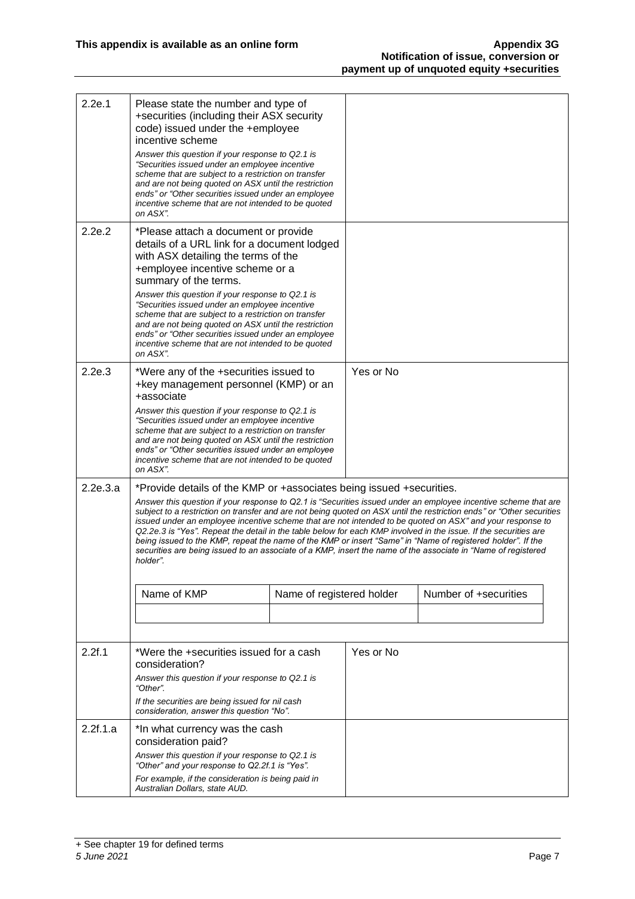| | | |
|---|---|---|
| 2.2e.1 | Please state the number and type of +securities (including their ASX security code) issued under the +employee incentive scheme<br><br>*Answer this question if your response to Q2.1 is "Securities issued under an employee incentive scheme that are subject to a restriction on transfer and are not being quoted on ASX until the restriction ends" or "Other securities issued under an employee incentive scheme that are not intended to be quoted on ASX".* | |
| 2.2e.2 | *Please attach a document or provide details of a URL link for a document lodged with ASX detailing the terms of the +employee incentive scheme or a summary of the terms.<br><br>*Answer this question if your response to Q2.1 is "Securities issued under an employee incentive scheme that are subject to a restriction on transfer and are not being quoted on ASX until the restriction ends" or "Other securities issued under an employee incentive scheme that are not intended to be quoted on ASX".* | |
| 2.2e.3 | *Were any of the +securities issued to +key management personnel (KMP) or an +associate<br><br>*Answer this question if your response to Q2.1 is "Securities issued under an employee incentive scheme that are subject to a restriction on transfer and are not being quoted on ASX until the restriction ends" or "Other securities issued under an employee incentive scheme that are not intended to be quoted on ASX".* | Yes or No |
| 2.2e.3.a | *Provide details of the KMP or +associates being issued +securities.<br><br>*Answer this question if your response to Q2.1 is "Securities issued under an employee incentive scheme that are subject to a restriction on transfer and are not being quoted on ASX until the restriction ends" or "Other securities issued under an employee incentive scheme that are not intended to be quoted on ASX" and your response to Q2.2e.3 is "Yes". Repeat the detail in the table below for each KMP involved in the issue. If the securities are being issued to the KMP, repeat the name of the KMP or insert "Same" in "Name of registered holder". If the securities are being issued to an associate of a KMP, insert the name of the associate in "Name of registered holder".* | |

| Name of KMP | Name of registered holder | Number of +securities |
|---|---|---|
| | | |

| | | |
|---|---|---|
| 2.2f.1 | *Were the +securities issued for a cash consideration?<br><br>*Answer this question if your response to Q2.1 is "Other".*<br><br>*If the securities are being issued for nil cash consideration, answer this question "No".* | Yes or No |
| 2.2f.1.a | *In what currency was the cash consideration paid?<br><br>*Answer this question if your response to Q2.1 is "Other" and your response to Q2.2f.1 is "Yes".*<br><br>*For example, if the consideration is being paid in Australian Dollars, state AUD.* | |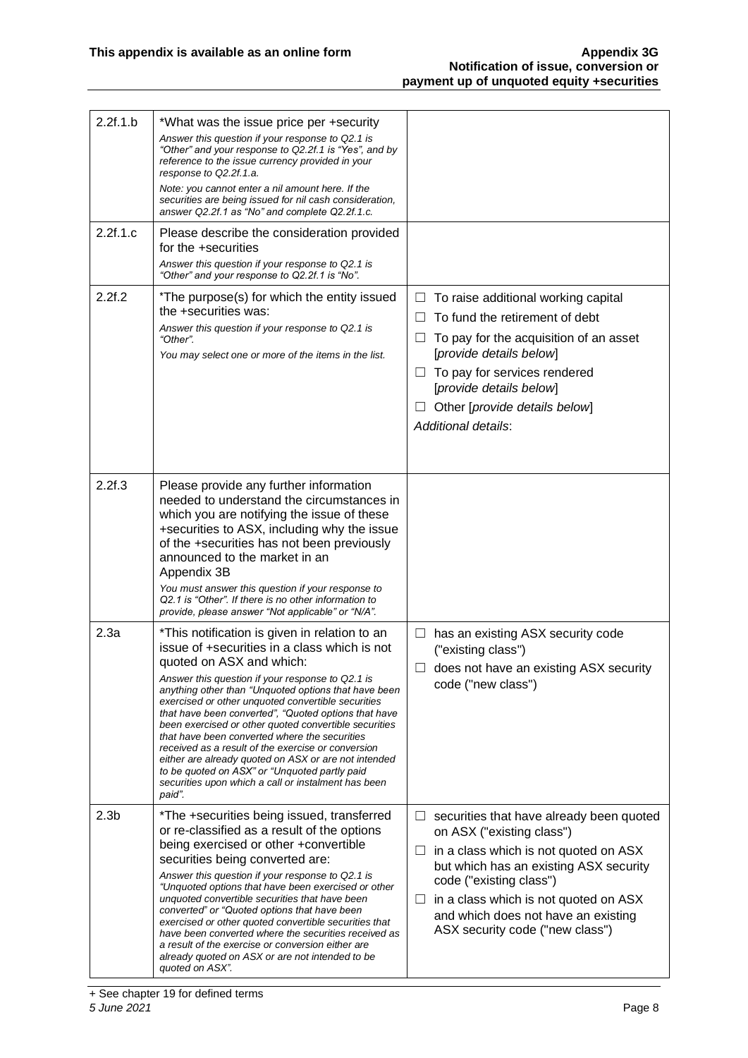| | | |
|---|---|---|
| 2.2f.1.b | *What was the issue price per +security<br>*Answer this question if your response to Q2.1 is "Other" and your response to Q2.2f.1 is "Yes", and by reference to the issue currency provided in your response to Q2.2f.1.a.*<br>*Note: you cannot enter a nil amount here. If the securities are being issued for nil cash consideration, answer Q2.2f.1 as "No" and complete Q2.2f.1.c.* | |
| 2.2f.1.c | Please describe the consideration provided for the +securities<br>*Answer this question if your response to Q2.1 is "Other" and your response to Q2.2f.1 is "No".* | |
| 2.2f.2 | *The purpose(s) for which the entity issued the +securities was:<br>*Answer this question if your response to Q2.1 is "Other".*<br>*You may select one or more of the items in the list.* | ☐ To raise additional working capital<br>☐ To fund the retirement of debt<br>☐ To pay for the acquisition of an asset [*provide details below*]<br>☐ To pay for services rendered [*provide details below*]<br>☐ Other [*provide details below*]<br>*Additional details*: |
| 2.2f.3 | Please provide any further information needed to understand the circumstances in which you are notifying the issue of these +securities to ASX, including why the issue of the +securities has not been previously announced to the market in an Appendix 3B<br>*You must answer this question if your response to Q2.1 is "Other". If there is no other information to provide, please answer "Not applicable" or "N/A".* | |
| 2.3a | *This notification is given in relation to an issue of +securities in a class which is not quoted on ASX and which:<br>*Answer this question if your response to Q2.1 is anything other than "Unquoted options that have been exercised or other unquoted convertible securities that have been converted", "Quoted options that have been exercised or other quoted convertible securities that have been converted where the securities received as a result of the exercise or conversion either are already quoted on ASX or are not intended to be quoted on ASX" or "Unquoted partly paid securities upon which a call or instalment has been paid".* | ☐ has an existing ASX security code ("existing class")<br>☐ does not have an existing ASX security code ("new class") |
| 2.3b | *The +securities being issued, transferred or re-classified as a result of the options being exercised or other +convertible securities being converted are:<br>*Answer this question if your response to Q2.1 is "Unquoted options that have been exercised or other unquoted convertible securities that have been converted" or "Quoted options that have been exercised or other quoted convertible securities that have been converted where the securities received as a result of the exercise or conversion either are already quoted on ASX or are not intended to be quoted on ASX".* | ☐ securities that have already been quoted on ASX ("existing class")<br>☐ in a class which is not quoted on ASX but which has an existing ASX security code ("existing class")<br>☐ in a class which is not quoted on ASX and which does not have an existing ASX security code ("new class") |

+ See chapter 19 for defined terms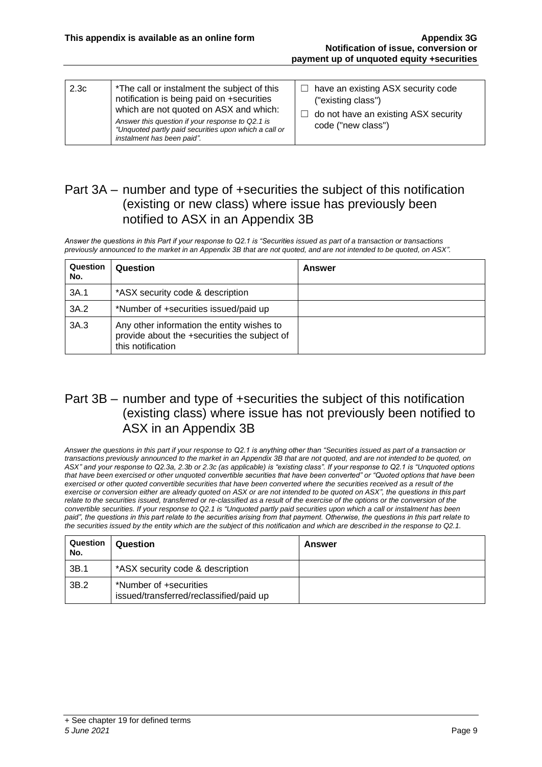| 2.3c | *The call or instalment the subject of this notification is being paid on +securities which are not quoted on ASX and which: *Answer this question if your response to Q2.1 is "Unquoted partly paid securities upon which a call or instalment has been paid".* | ☐ have an existing ASX security code ("existing class") ☐ do not have an existing ASX security code ("new class") |
|---|---|---|

## Part 3A – number and type of +securities the subject of this notification (existing or new class) where issue has previously been notified to ASX in an Appendix 3B

*Answer the questions in this Part if your response to Q2.1 is "Securities issued as part of a transaction or transactions previously announced to the market in an Appendix 3B that are not quoted, and are not intended to be quoted, on ASX".*

| Question No. | Question | Answer |
|---|---|---|
| 3A.1 | *ASX security code & description | |
| 3A.2 | *Number of +securities issued/paid up | |
| 3A.3 | Any other information the entity wishes to provide about the +securities the subject of this notification | |

## Part 3B – number and type of +securities the subject of this notification (existing class) where issue has not previously been notified to ASX in an Appendix 3B

*Answer the questions in this part if your response to Q2.1 is anything other than "Securities issued as part of a transaction or transactions previously announced to the market in an Appendix 3B that are not quoted, and are not intended to be quoted, on ASX" and your response to Q2.3a, 2.3b or 2.3c (as applicable) is "existing class". If your response to Q2.1 is "Unquoted options that have been exercised or other unquoted convertible securities that have been converted" or "Quoted options that have been exercised or other quoted convertible securities that have been converted where the securities received as a result of the exercise or conversion either are already quoted on ASX or are not intended to be quoted on ASX", the questions in this part relate to the securities issued, transferred or re-classified as a result of the exercise of the options or the conversion of the convertible securities. If your response to Q2.1 is "Unquoted partly paid securities upon which a call or instalment has been paid", the questions in this part relate to the securities arising from that payment. Otherwise, the questions in this part relate to the securities issued by the entity which are the subject of this notification and which are described in the response to Q2.1.*

| Question No. | Question | Answer |
|---|---|---|
| 3B.1 | *ASX security code & description | |
| 3B.2 | *Number of +securities issued/transferred/reclassified/paid up | |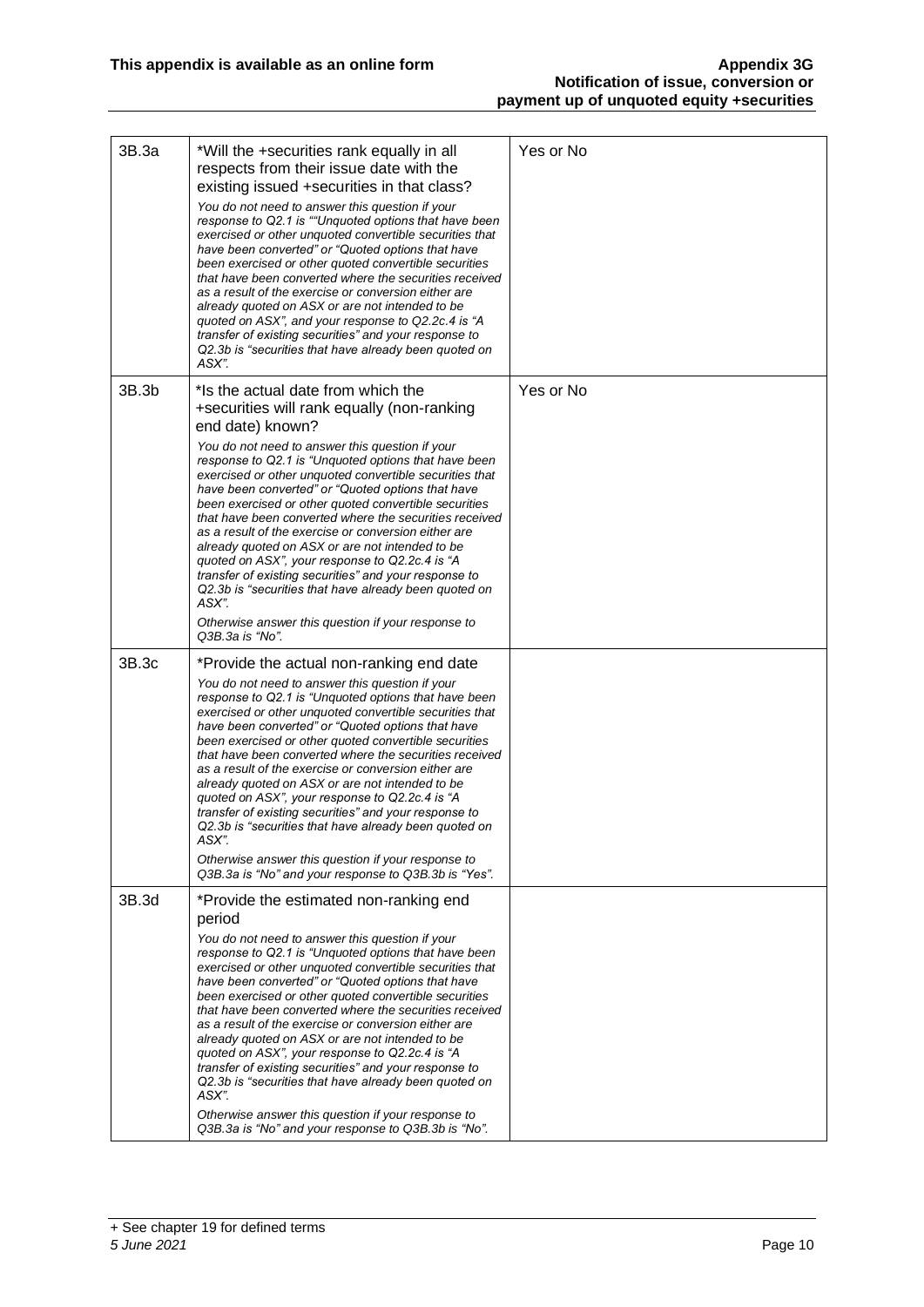| | | |
|---|---|---|
| 3B.3a | *Will the +securities rank equally in all respects from their issue date with the existing issued +securities in that class?<br>*You do not need to answer this question if your response to Q2.1 is ""Unquoted options that have been exercised or other unquoted convertible securities that have been converted" or "Quoted options that have been exercised or other quoted convertible securities that have been converted where the securities received as a result of the exercise or conversion either are already quoted on ASX or are not intended to be quoted on ASX", and your response to Q2.2c.4 is "A transfer of existing securities" and your response to Q2.3b is "securities that have already been quoted on ASX".* | Yes or No |
| 3B.3b | *Is the actual date from which the +securities will rank equally (non-ranking end date) known?<br>*You do not need to answer this question if your response to Q2.1 is "Unquoted options that have been exercised or other unquoted convertible securities that have been converted" or "Quoted options that have been exercised or other quoted convertible securities that have been converted where the securities received as a result of the exercise or conversion either are already quoted on ASX or are not intended to be quoted on ASX", your response to Q2.2c.4 is "A transfer of existing securities" and your response to Q2.3b is "securities that have already been quoted on ASX".*<br>*Otherwise answer this question if your response to Q3B.3a is "No".* | Yes or No |
| 3B.3c | *Provide the actual non-ranking end date<br>*You do not need to answer this question if your response to Q2.1 is "Unquoted options that have been exercised or other unquoted convertible securities that have been converted" or "Quoted options that have been exercised or other quoted convertible securities that have been converted where the securities received as a result of the exercise or conversion either are already quoted on ASX or are not intended to be quoted on ASX", your response to Q2.2c.4 is "A transfer of existing securities" and your response to Q2.3b is "securities that have already been quoted on ASX".*<br>*Otherwise answer this question if your response to Q3B.3a is "No" and your response to Q3B.3b is "Yes".* | |
| 3B.3d | *Provide the estimated non-ranking end period<br>*You do not need to answer this question if your response to Q2.1 is "Unquoted options that have been exercised or other unquoted convertible securities that have been converted" or "Quoted options that have been exercised or other quoted convertible securities that have been converted where the securities received as a result of the exercise or conversion either are already quoted on ASX or are not intended to be quoted on ASX", your response to Q2.2c.4 is "A transfer of existing securities" and your response to Q2.3b is "securities that have already been quoted on ASX".*<br>*Otherwise answer this question if your response to Q3B.3a is "No" and your response to Q3B.3b is "No".* | |

+ See chapter 19 for defined terms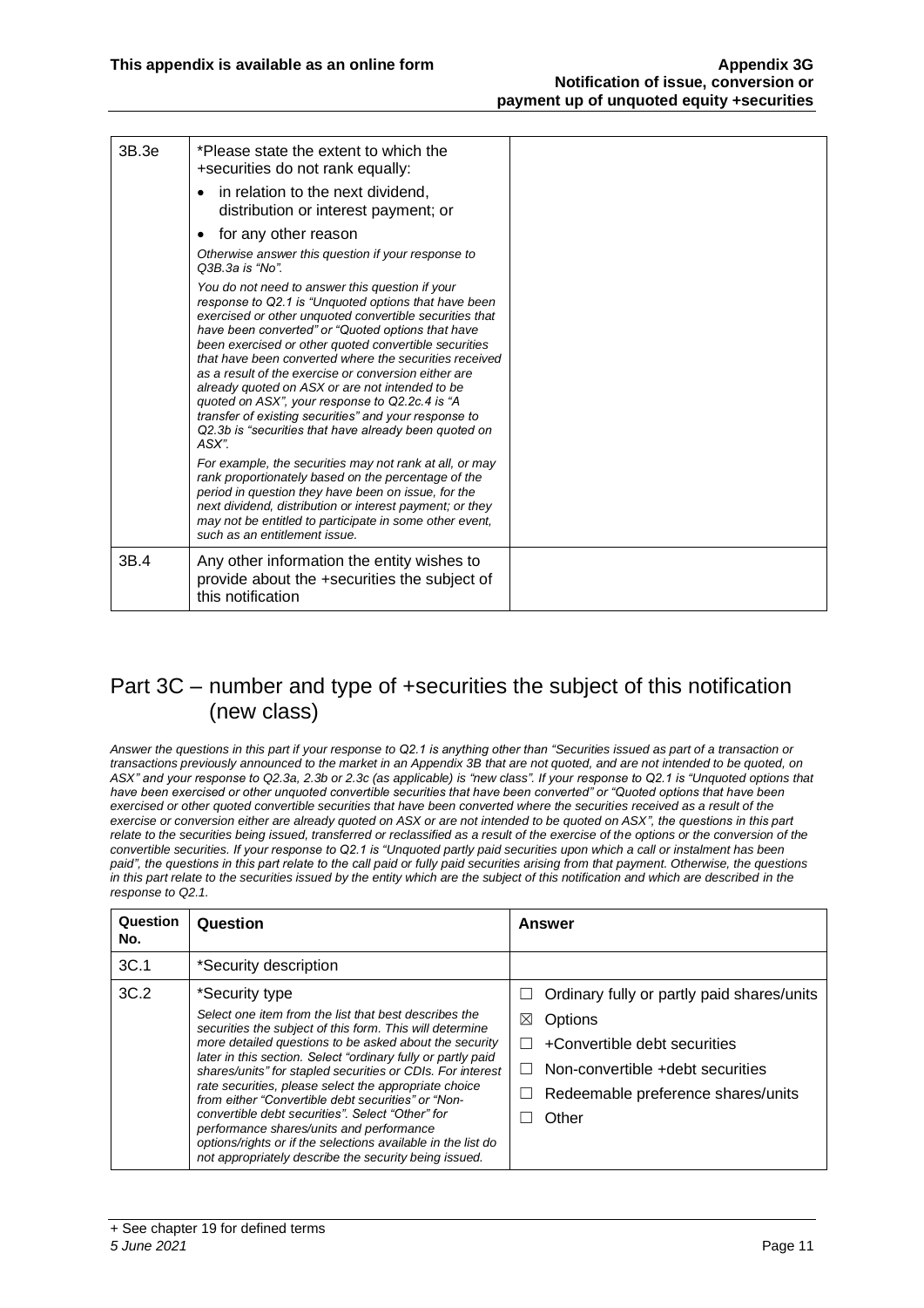| 3B.3e | *Please state the extent to which the +securities do not rank equally:<br>• in relation to the next dividend, distribution or interest payment; or<br>• for any other reason<br>*Otherwise answer this question if your response to Q3B.3a is "No".*<br>*You do not need to answer this question if your response to Q2.1 is "Unquoted options that have been exercised or other unquoted convertible securities that have been converted" or "Quoted options that have been exercised or other quoted convertible securities that have been converted where the securities received as a result of the exercise or conversion either are already quoted on ASX or are not intended to be quoted on ASX", your response to Q2.2c.4 is "A transfer of existing securities" and your response to Q2.3b is "securities that have already been quoted on ASX".*<br>*For example, the securities may not rank at all, or may rank proportionately based on the percentage of the period in question they have been on issue, for the next dividend, distribution or interest payment; or they may not be entitled to participate in some other event, such as an entitlement issue.* | |
|---|---|---|
| 3B.4 | Any other information the entity wishes to provide about the +securities the subject of this notification | |

## Part 3C – number and type of +securities the subject of this notification (new class)

*Answer the questions in this part if your response to Q2.1 is anything other than "Securities issued as part of a transaction or transactions previously announced to the market in an Appendix 3B that are not quoted, and are not intended to be quoted, on ASX" and your response to Q2.3a, 2.3b or 2.3c (as applicable) is "new class". If your response to Q2.1 is "Unquoted options that have been exercised or other unquoted convertible securities that have been converted" or "Quoted options that have been exercised or other quoted convertible securities that have been converted where the securities received as a result of the exercise or conversion either are already quoted on ASX or are not intended to be quoted on ASX", the questions in this part relate to the securities being issued, transferred or reclassified as a result of the exercise of the options or the conversion of the convertible securities. If your response to Q2.1 is "Unquoted partly paid securities upon which a call or instalment has been paid", the questions in this part relate to the call paid or fully paid securities arising from that payment. Otherwise, the questions in this part relate to the securities issued by the entity which are the subject of this notification and which are described in the response to Q2.1.*

| Question No. | Question | Answer |
|---|---|---|
| 3C.1 | *Security description | |
| 3C.2 | *Security type<br>*Select one item from the list that best describes the securities the subject of this form. This will determine more detailed questions to be asked about the security later in this section. Select "ordinary fully or partly paid shares/units" for stapled securities or CDIs. For interest rate securities, please select the appropriate choice from either "Convertible debt securities" or "Non-convertible debt securities". Select "Other" for performance shares/units and performance options/rights or if the selections available in the list do not appropriately describe the security being issued.* | ☐ Ordinary fully or partly paid shares/units<br>☒ Options<br>☐ +Convertible debt securities<br>☐ Non-convertible +debt securities<br>☐ Redeemable preference shares/units<br>☐ Other |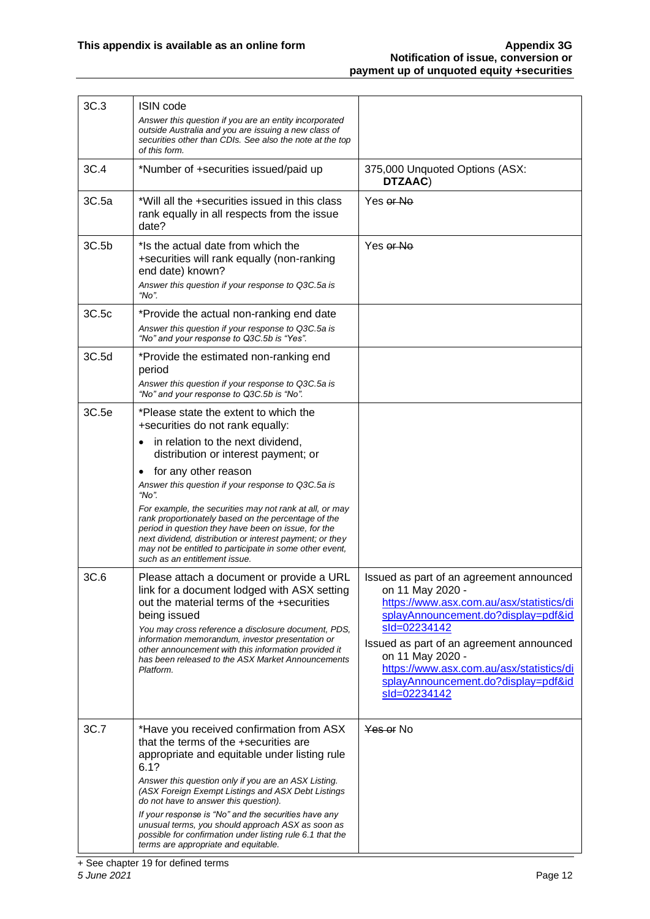| | | |
|---|---|---|
| 3C.3 | ISIN code<br>*Answer this question if you are an entity incorporated outside Australia and you are issuing a new class of securities other than CDIs. See also the note at the top of this form.* | |
| 3C.4 | *Number of +securities issued/paid up | 375,000 Unquoted Options (ASX: **DTZAAC**) |
| 3C.5a | *Will all the +securities issued in this class rank equally in all respects from the issue date? | Yes ~~or No~~ |
| 3C.5b | *Is the actual date from which the +securities will rank equally (non-ranking end date) known?<br>*Answer this question if your response to Q3C.5a is "No".* | Yes ~~or No~~ |
| 3C.5c | *Provide the actual non-ranking end date<br>*Answer this question if your response to Q3C.5a is "No" and your response to Q3C.5b is "Yes".* | |
| 3C.5d | *Provide the estimated non-ranking end period<br>*Answer this question if your response to Q3C.5a is "No" and your response to Q3C.5b is "No".* | |
| 3C.5e | *Please state the extent to which the +securities do not rank equally:<br>• in relation to the next dividend, distribution or interest payment; or<br>• for any other reason<br>*Answer this question if your response to Q3C.5a is "No".*<br>*For example, the securities may not rank at all, or may rank proportionately based on the percentage of the period in question they have been on issue, for the next dividend, distribution or interest payment; or they may not be entitled to participate in some other event, such as an entitlement issue.* | |
| 3C.6 | Please attach a document or provide a URL link for a document lodged with ASX setting out the material terms of the +securities being issued<br>*You may cross reference a disclosure document, PDS, information memorandum, investor presentation or other announcement with this information provided it has been released to the ASX Market Announcements Platform.* | Issued as part of an agreement announced on 11 May 2020 - https://www.asx.com.au/asx/statistics/displayAnnouncement.do?display=pdf&idsId=02234142<br>Issued as part of an agreement announced on 11 May 2020 - https://www.asx.com.au/asx/statistics/displayAnnouncement.do?display=pdf&idsId=02234142 |
| 3C.7 | *Have you received confirmation from ASX that the terms of the +securities are appropriate and equitable under listing rule 6.1?<br>*Answer this question only if you are an ASX Listing. (ASX Foreign Exempt Listings and ASX Debt Listings do not have to answer this question).*<br>*If your response is "No" and the securities have any unusual terms, you should approach ASX as soon as possible for confirmation under listing rule 6.1 that the terms are appropriate and equitable.* | ~~Yes or~~ No |

+ See chapter 19 for defined terms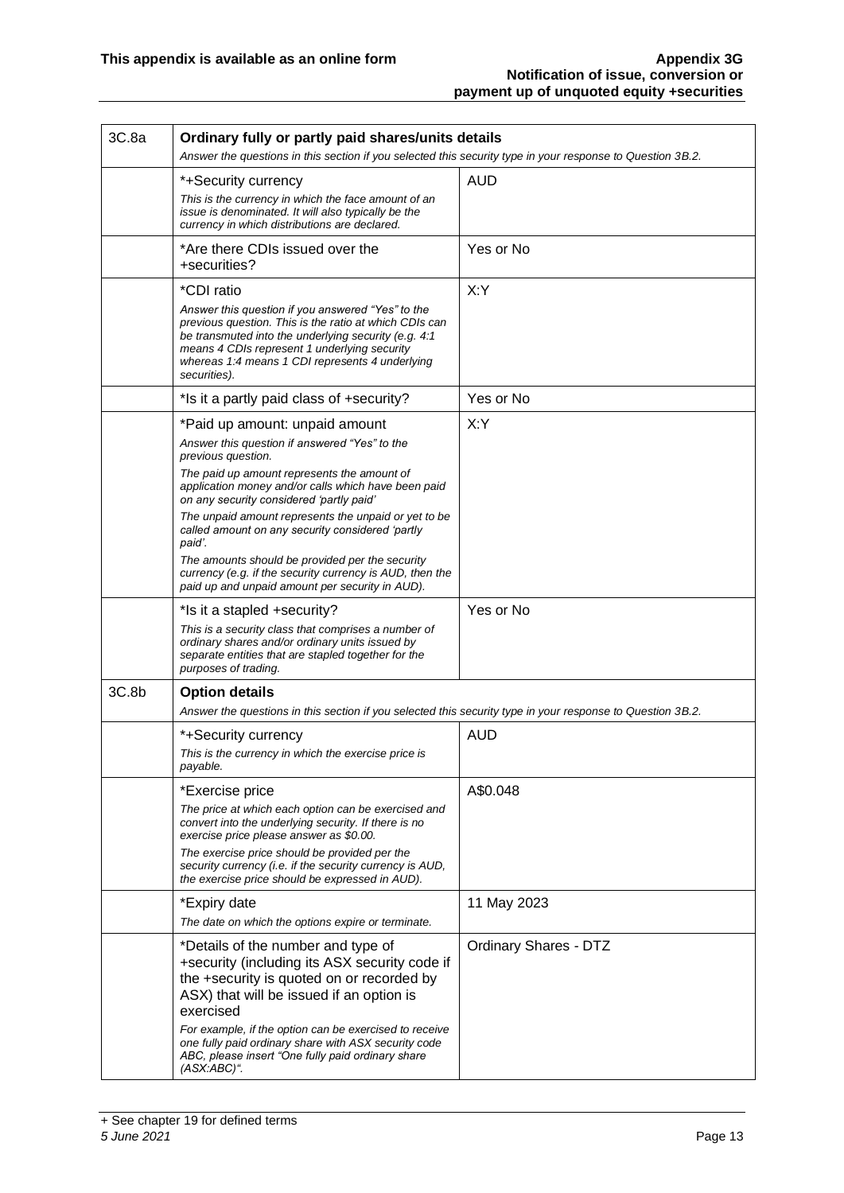| | | |
|---|---|---|
| 3C.8a | **Ordinary fully or partly paid shares/units details**<br>*Answer the questions in this section if you selected this security type in your response to Question 3B.2.* | |
| | *+Security currency<br>*This is the currency in which the face amount of an issue is denominated. It will also typically be the currency in which distributions are declared.* | AUD |
| | *Are there CDIs issued over the +securities? | Yes or No |
| | *CDI ratio<br>*Answer this question if you answered "Yes" to the previous question. This is the ratio at which CDIs can be transmuted into the underlying security (e.g. 4:1 means 4 CDIs represent 1 underlying security whereas 1:4 means 1 CDI represents 4 underlying securities).* | X:Y |
| | *Is it a partly paid class of +security? | Yes or No |
| | *Paid up amount: unpaid amount<br>*Answer this question if answered "Yes" to the previous question.*<br>*The paid up amount represents the amount of application money and/or calls which have been paid on any security considered 'partly paid'*<br>*The unpaid amount represents the unpaid or yet to be called amount on any security considered 'partly paid'.*<br>*The amounts should be provided per the security currency (e.g. if the security currency is AUD, then the paid up and unpaid amount per security in AUD).* | X:Y |
| | *Is it a stapled +security?<br>*This is a security class that comprises a number of ordinary shares and/or ordinary units issued by separate entities that are stapled together for the purposes of trading.* | Yes or No |
| 3C.8b | **Option details**<br>*Answer the questions in this section if you selected this security type in your response to Question 3B.2.* | |
| | *+Security currency<br>*This is the currency in which the exercise price is payable.* | AUD |
| | *Exercise price<br>*The price at which each option can be exercised and convert into the underlying security. If there is no exercise price please answer as $0.00.*<br>*The exercise price should be provided per the security currency (i.e. if the security currency is AUD, the exercise price should be expressed in AUD).* | A$0.048 |
| | *Expiry date<br>*The date on which the options expire or terminate.* | 11 May 2023 |
| | *Details of the number and type of +security (including its ASX security code if the +security is quoted on or recorded by ASX) that will be issued if an option is exercised<br>*For example, if the option can be exercised to receive one fully paid ordinary share with ASX security code ABC, please insert "One fully paid ordinary share (ASX:ABC)".* | Ordinary Shares - DTZ |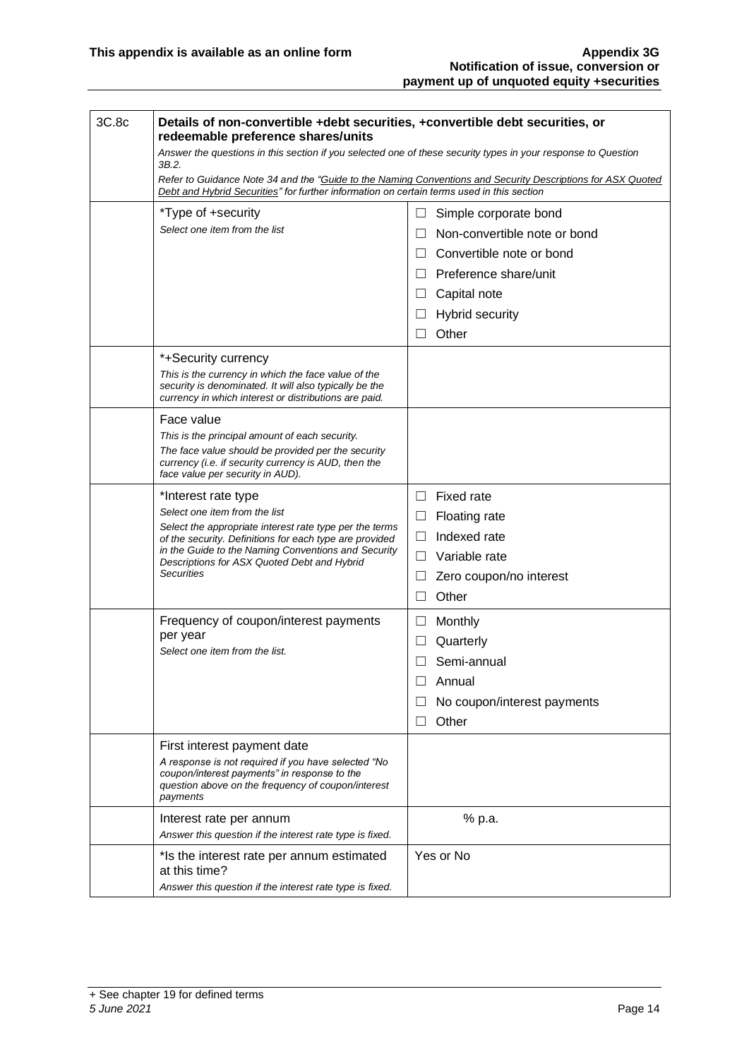| 3C.8c | **Details of non-convertible +debt securities, +convertible debt securities, or redeemable preference shares/units**<br>*Answer the questions in this section if you selected one of these security types in your response to Question 3B.2.*<br>*Refer to Guidance Note 34 and the "Guide to the Naming Conventions and Security Descriptions for ASX Quoted Debt and Hybrid Securities" for further information on certain terms used in this section* | |
|---|---|---|
| | *Type of +security<br>*Select one item from the list* | ☐ Simple corporate bond<br>☐ Non-convertible note or bond<br>☐ Convertible note or bond<br>☐ Preference share/unit<br>☐ Capital note<br>☐ Hybrid security<br>☐ Other |
| | *+Security currency<br>*This is the currency in which the face value of the security is denominated. It will also typically be the currency in which interest or distributions are paid.* | |
| | Face value<br>*This is the principal amount of each security.*<br>*The face value should be provided per the security currency (i.e. if security currency is AUD, then the face value per security in AUD).* | |
| | *Interest rate type<br>*Select one item from the list*<br>*Select the appropriate interest rate type per the terms of the security. Definitions for each type are provided in the Guide to the Naming Conventions and Security Descriptions for ASX Quoted Debt and Hybrid Securities* | ☐ Fixed rate<br>☐ Floating rate<br>☐ Indexed rate<br>☐ Variable rate<br>☐ Zero coupon/no interest<br>☐ Other |
| | Frequency of coupon/interest payments per year<br>*Select one item from the list.* | ☐ Monthly<br>☐ Quarterly<br>☐ Semi-annual<br>☐ Annual<br>☐ No coupon/interest payments<br>☐ Other |
| | First interest payment date<br>*A response is not required if you have selected "No coupon/interest payments" in response to the question above on the frequency of coupon/interest payments* | |
| | Interest rate per annum<br>*Answer this question if the interest rate type is fixed.* | % p.a. |
| | *Is the interest rate per annum estimated at this time?<br>*Answer this question if the interest rate type is fixed.* | Yes or No |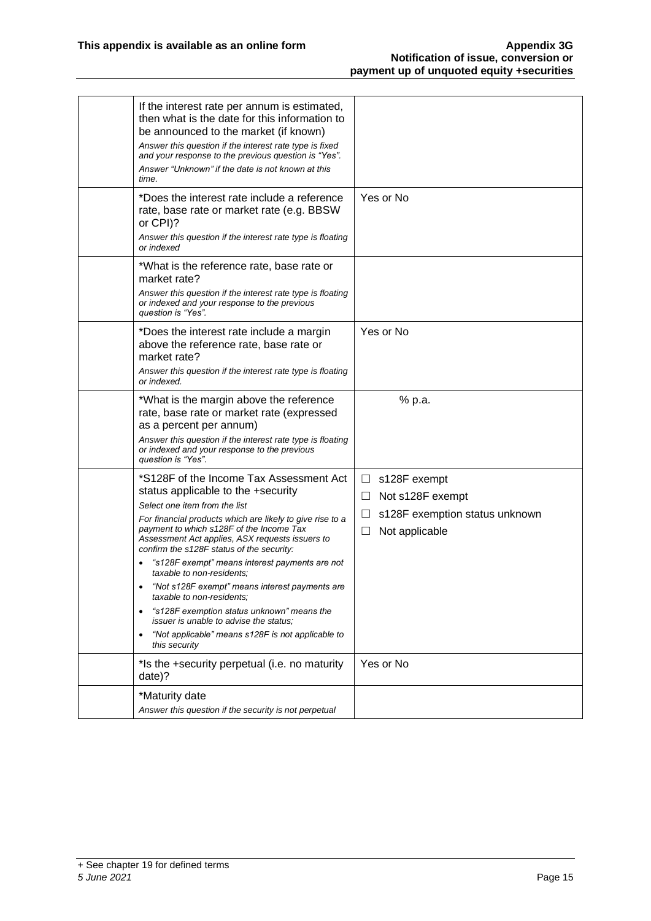| | | |
|---|---|---|
| | If the interest rate per annum is estimated, then what is the date for this information to be announced to the market (if known)<br>*Answer this question if the interest rate type is fixed and your response to the previous question is "Yes".*<br>*Answer "Unknown" if the date is not known at this time.* | |
| | *Does the interest rate include a reference rate, base rate or market rate (e.g. BBSW or CPI)?<br>*Answer this question if the interest rate type is floating or indexed* | Yes or No |
| | *What is the reference rate, base rate or market rate?<br>*Answer this question if the interest rate type is floating or indexed and your response to the previous question is "Yes".* | |
| | *Does the interest rate include a margin above the reference rate, base rate or market rate?<br>*Answer this question if the interest rate type is floating or indexed.* | Yes or No |
| | *What is the margin above the reference rate, base rate or market rate (expressed as a percent per annum)<br>*Answer this question if the interest rate type is floating or indexed and your response to the previous question is "Yes".* | % p.a. |
| | *S128F of the Income Tax Assessment Act status applicable to the +security<br>*Select one item from the list*<br>*For financial products which are likely to give rise to a payment to which s128F of the Income Tax Assessment Act applies, ASX requests issuers to confirm the s128F status of the security:*<br>• *"s128F exempt" means interest payments are not taxable to non-residents;*<br>• *"Not s128F exempt" means interest payments are taxable to non-residents;*<br>• *"s128F exemption status unknown" means the issuer is unable to advise the status;*<br>• *"Not applicable" means s128F is not applicable to this security* | ☐ s128F exempt<br>☐ Not s128F exempt<br>☐ s128F exemption status unknown<br>☐ Not applicable |
| | *Is the +security perpetual (i.e. no maturity date)? | Yes or No |
| | *Maturity date<br>*Answer this question if the security is not perpetual* | |

+ See chapter 19 for defined terms
*5 June 2021*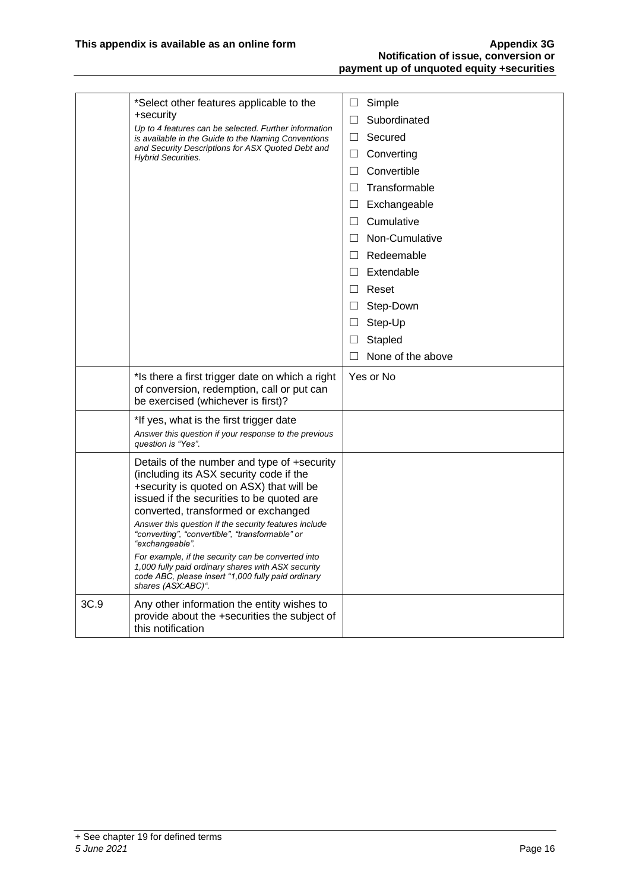| | | |
|---|---|---|
| | *Select other features applicable to the +security<br>*Up to 4 features can be selected. Further information is available in the Guide to the Naming Conventions and Security Descriptions for ASX Quoted Debt and Hybrid Securities.* | ☐ Simple<br>☐ Subordinated<br>☐ Secured<br>☐ Converting<br>☐ Convertible<br>☐ Transformable<br>☐ Exchangeable<br>☐ Cumulative<br>☐ Non-Cumulative<br>☐ Redeemable<br>☐ Extendable<br>☐ Reset<br>☐ Step-Down<br>☐ Step-Up<br>☐ Stapled<br>☐ None of the above |
| | *Is there a first trigger date on which a right of conversion, redemption, call or put can be exercised (whichever is first)? | Yes or No |
| | *If yes, what is the first trigger date<br>*Answer this question if your response to the previous question is "Yes".* | |
| | Details of the number and type of +security (including its ASX security code if the +security is quoted on ASX) that will be issued if the securities to be quoted are converted, transformed or exchanged<br>*Answer this question if the security features include "converting", "convertible", "transformable" or "exchangeable".*<br>*For example, if the security can be converted into 1,000 fully paid ordinary shares with ASX security code ABC, please insert "1,000 fully paid ordinary shares (ASX:ABC)".* | |
| 3C.9 | Any other information the entity wishes to provide about the +securities the subject of this notification | |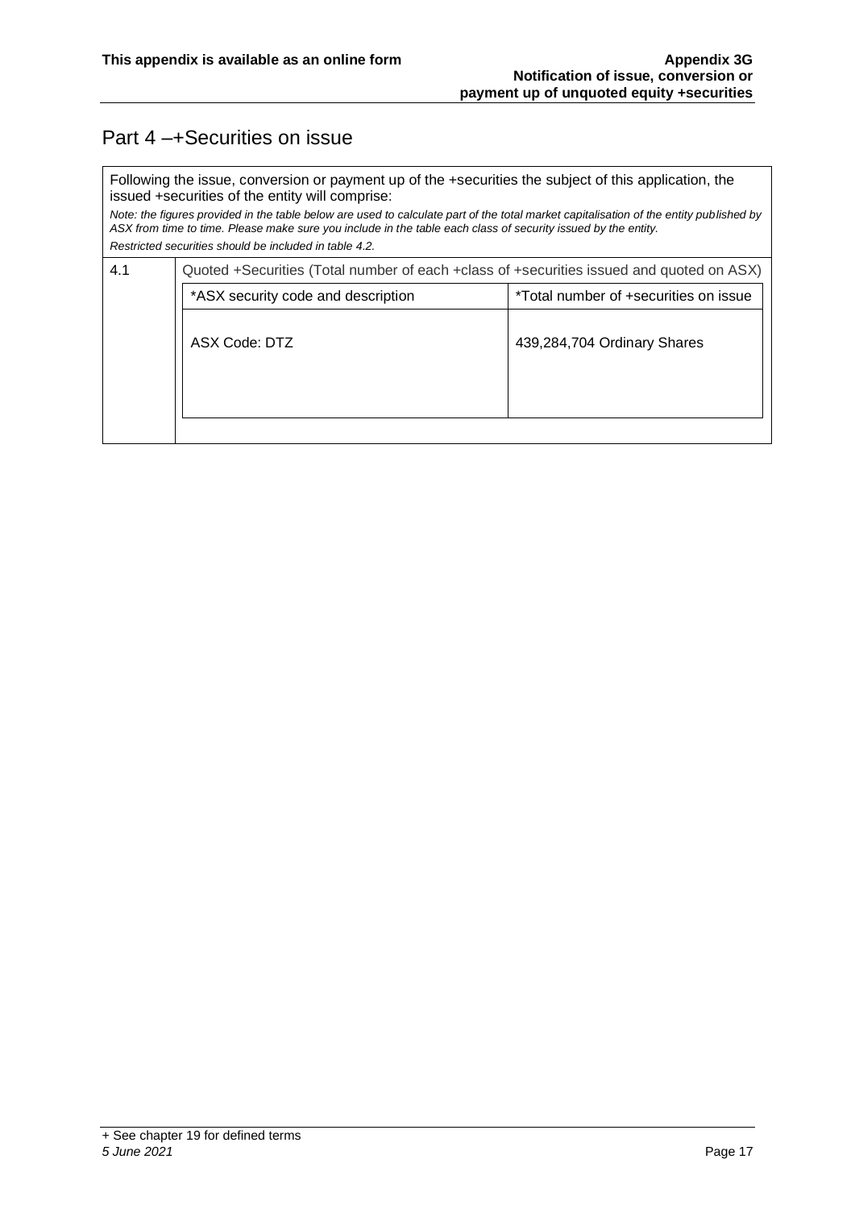## Part 4 –+Securities on issue

Following the issue, conversion or payment up of the +securities the subject of this application, the issued +securities of the entity will comprise:

*Note: the figures provided in the table below are used to calculate part of the total market capitalisation of the entity published by ASX from time to time. Please make sure you include in the table each class of security issued by the entity.*

*Restricted securities should be included in table 4.2.*

**4.1** Quoted +Securities (Total number of each +class of +securities issued and quoted on ASX)

| *ASX security code and description | *Total number of +securities on issue |
|---|---|
| ASX Code: DTZ | 439,284,704 Ordinary Shares |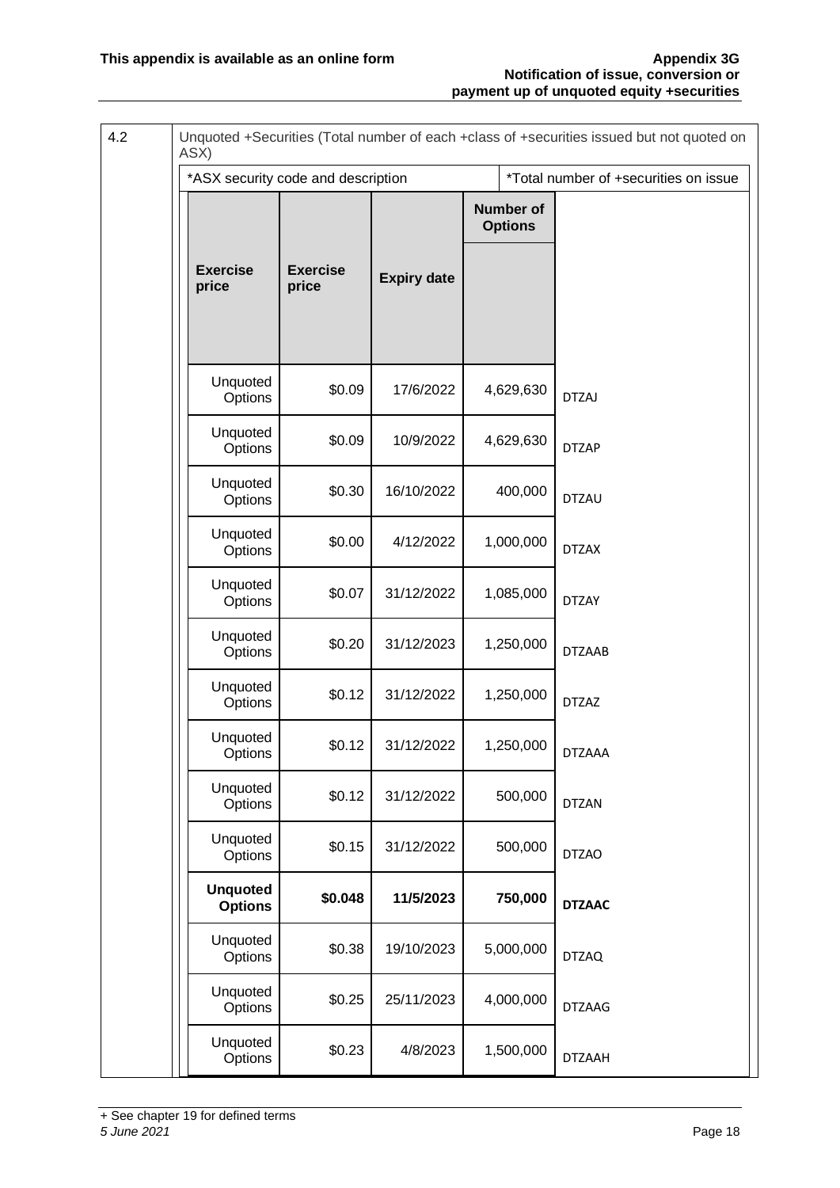| 4.2 | Unquoted +Securities (Total number of each +class of +securities issued but not quoted on ASX) |
|---|---|

*ASX security code and description | *Total number of +securities on issue

| Exercise price | Exercise price | Expiry date | Number of Options | |
|---|---|---|---|---|
| Unquoted Options | $0.09 | 17/6/2022 | 4,629,630 | DTZAJ |
| Unquoted Options | $0.09 | 10/9/2022 | 4,629,630 | DTZAP |
| Unquoted Options | $0.30 | 16/10/2022 | 400,000 | DTZAU |
| Unquoted Options | $0.00 | 4/12/2022 | 1,000,000 | DTZAX |
| Unquoted Options | $0.07 | 31/12/2022 | 1,085,000 | DTZAY |
| Unquoted Options | $0.20 | 31/12/2023 | 1,250,000 | DTZAAB |
| Unquoted Options | $0.12 | 31/12/2022 | 1,250,000 | DTZAZ |
| Unquoted Options | $0.12 | 31/12/2022 | 1,250,000 | DTZAAA |
| Unquoted Options | $0.12 | 31/12/2022 | 500,000 | DTZAN |
| Unquoted Options | $0.15 | 31/12/2022 | 500,000 | DTZAO |
| **Unquoted Options** | **$0.048** | **11/5/2023** | **750,000** | **DTZAAC** |
| Unquoted Options | $0.38 | 19/10/2023 | 5,000,000 | DTZAQ |
| Unquoted Options | $0.25 | 25/11/2023 | 4,000,000 | DTZAAG |
| Unquoted Options | $0.23 | 4/8/2023 | 1,500,000 | DTZAAH |

+ See chapter 19 for defined terms
*5 June 2021*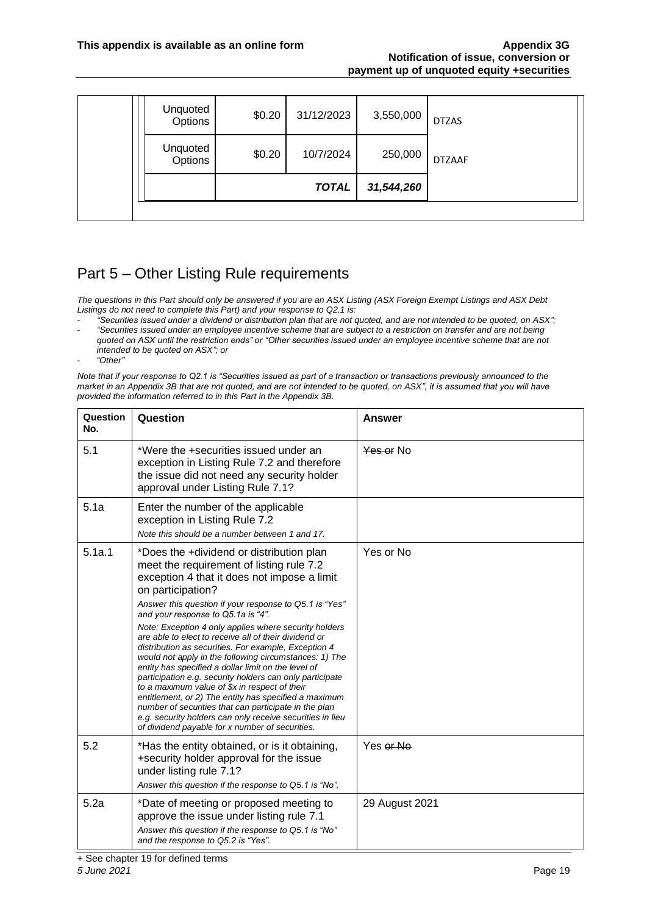| | | | | |
|---|---|---|---|---|
| Unquoted Options | $0.20 | 31/12/2023 | 3,550,000 | DTZAS |
| Unquoted Options | $0.20 | 10/7/2024 | 250,000 | DTZAAF |
| | | ***TOTAL*** | ***31,544,260*** | |

## Part 5 – Other Listing Rule requirements

*The questions in this Part should only be answered if you are an ASX Listing (ASX Foreign Exempt Listings and ASX Debt Listings do not need to complete this Part) and your response to Q2.1 is:*

- *"Securities issued under a dividend or distribution plan that are not quoted, and are not intended to be quoted, on ASX";*
- *"Securities issued under an employee incentive scheme that are subject to a restriction on transfer and are not being quoted on ASX until the restriction ends" or "Other securities issued under an employee incentive scheme that are not intended to be quoted on ASX"; or*
- *"Other"*

*Note that if your response to Q2.1 is "Securities issued as part of a transaction or transactions previously announced to the market in an Appendix 3B that are not quoted, and are not intended to be quoted, on ASX", it is assumed that you will have provided the information referred to in this Part in the Appendix 3B.*

| Question No. | Question | Answer |
|---|---|---|
| 5.1 | *Were the +securities issued under an exception in Listing Rule 7.2 and therefore the issue did not need any security holder approval under Listing Rule 7.1? | ~~Yes or~~ No |
| 5.1a | Enter the number of the applicable exception in Listing Rule 7.2<br>*Note this should be a number between 1 and 17.* | |
| 5.1a.1 | *Does the +dividend or distribution plan meet the requirement of listing rule 7.2 exception 4 that it does not impose a limit on participation?<br>*Answer this question if your response to Q5.1 is "Yes" and your response to Q5.1a is "4".*<br>*Note: Exception 4 only applies where security holders are able to elect to receive all of their dividend or distribution as securities. For example, Exception 4 would not apply in the following circumstances: 1) The entity has specified a dollar limit on the level of participation e.g. security holders can only participate to a maximum value of $x in respect of their entitlement, or 2) The entity has specified a maximum number of securities that can participate in the plan e.g. security holders can only receive securities in lieu of dividend payable for x number of securities.* | Yes or No |
| 5.2 | *Has the entity obtained, or is it obtaining, +security holder approval for the issue under listing rule 7.1?<br>*Answer this question if the response to Q5.1 is "No".* | Yes ~~or No~~ |
| 5.2a | *Date of meeting or proposed meeting to approve the issue under listing rule 7.1<br>*Answer this question if the response to Q5.1 is "No" and the response to Q5.2 is "Yes".* | 29 August 2021 |

+ See chapter 19 for defined terms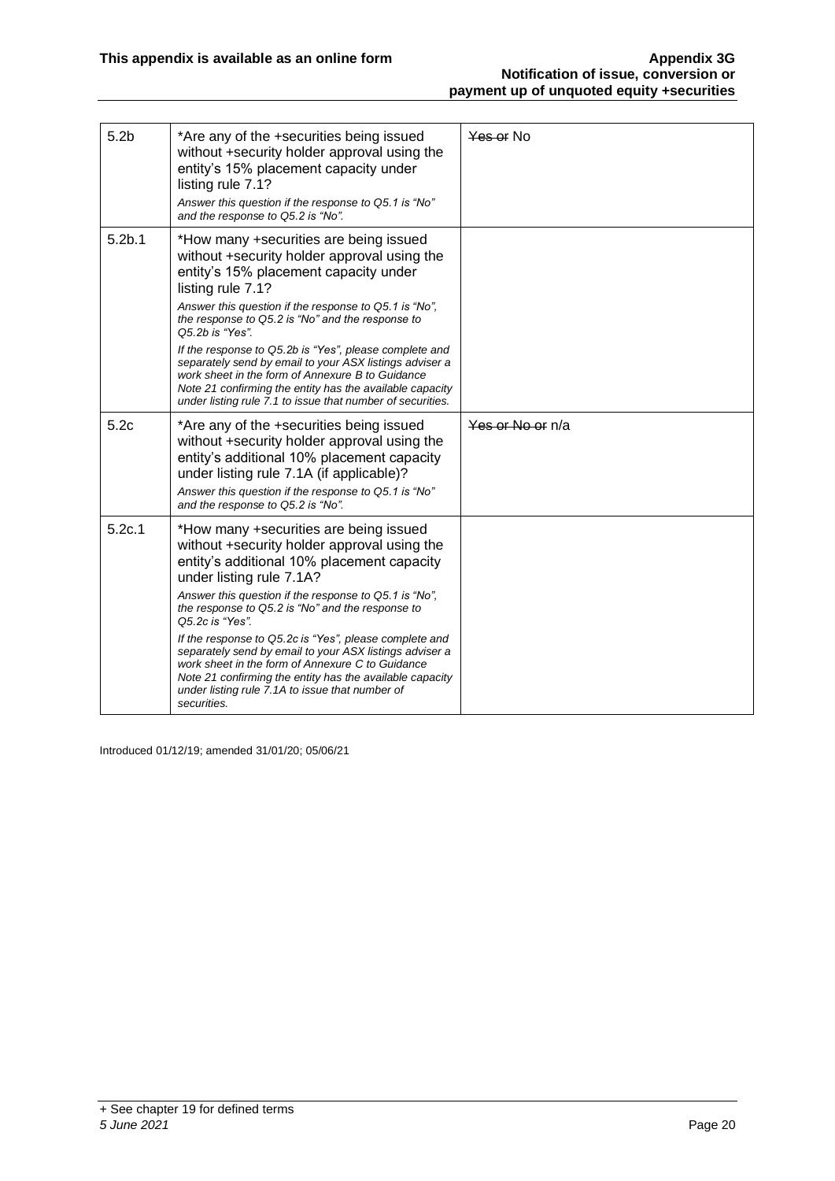| | | |
|---|---|---|
| 5.2b | *Are any of the +securities being issued without +security holder approval using the entity's 15% placement capacity under listing rule 7.1?<br>*Answer this question if the response to Q5.1 is "No" and the response to Q5.2 is "No".* | ~~Yes or~~ No |
| 5.2b.1 | *How many +securities are being issued without +security holder approval using the entity's 15% placement capacity under listing rule 7.1?<br>*Answer this question if the response to Q5.1 is "No", the response to Q5.2 is "No" and the response to Q5.2b is "Yes".*<br>*If the response to Q5.2b is "Yes", please complete and separately send by email to your ASX listings adviser a work sheet in the form of Annexure B to Guidance Note 21 confirming the entity has the available capacity under listing rule 7.1 to issue that number of securities.* | |
| 5.2c | *Are any of the +securities being issued without +security holder approval using the entity's additional 10% placement capacity under listing rule 7.1A (if applicable)?<br>*Answer this question if the response to Q5.1 is "No" and the response to Q5.2 is "No".* | ~~Yes or No or~~ n/a |
| 5.2c.1 | *How many +securities are being issued without +security holder approval using the entity's additional 10% placement capacity under listing rule 7.1A?<br>*Answer this question if the response to Q5.1 is "No", the response to Q5.2 is "No" and the response to Q5.2c is "Yes".*<br>*If the response to Q5.2c is "Yes", please complete and separately send by email to your ASX listings adviser a work sheet in the form of Annexure C to Guidance Note 21 confirming the entity has the available capacity under listing rule 7.1A to issue that number of securities.* | |

Introduced 01/12/19; amended 31/01/20; 05/06/21

+ See chapter 19 for defined terms